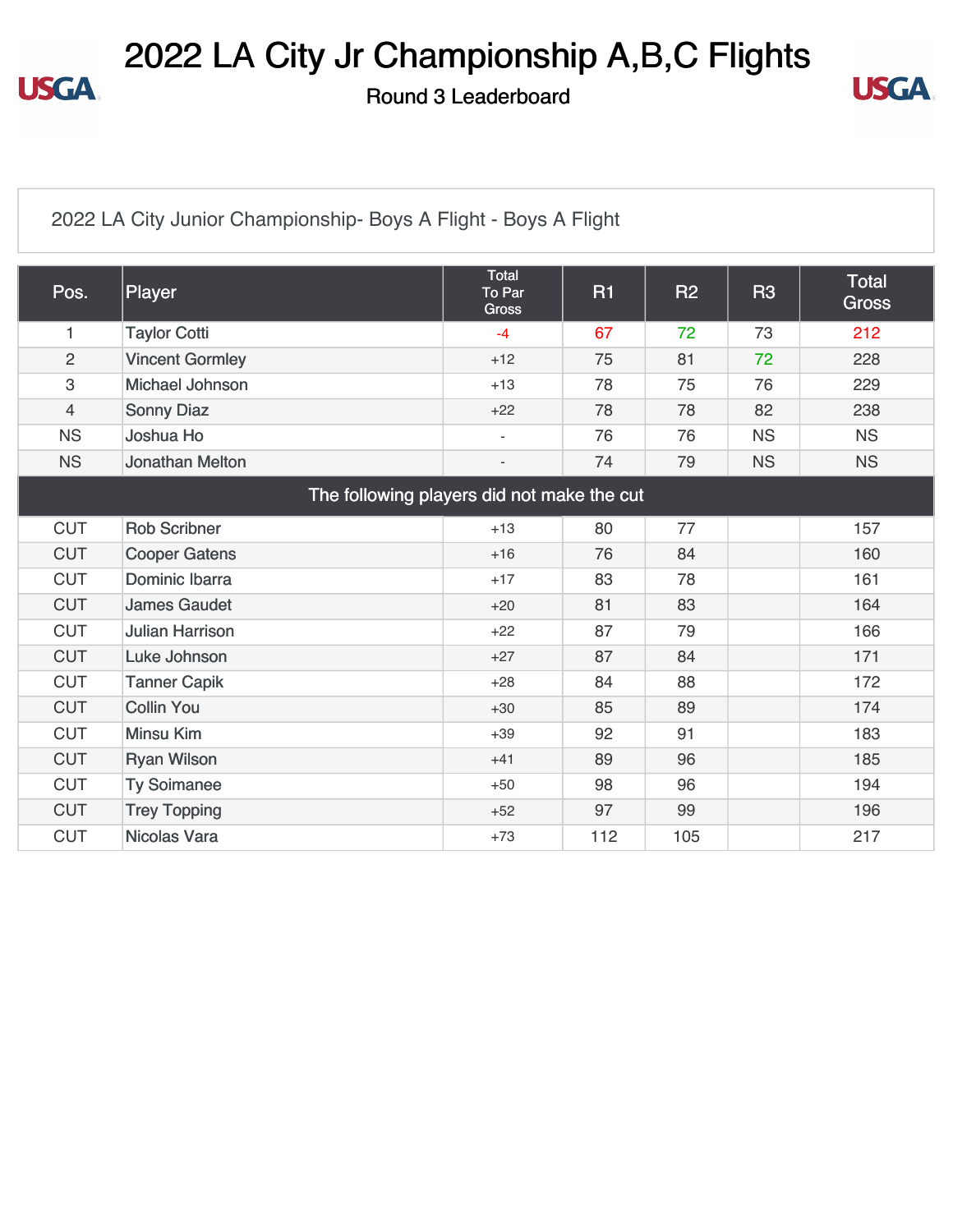# 2022 LA City Jr Championship A,B,C Flights

## Round 3 Leaderboard

2022 LA City Junior Championship- Boys A Flight - Boys A Flight

| Pos. | Player | Total To Par Gross | R1 | R2 | R3 | Total Gross |
|---|---|---|---|---|---|---|
| 1 | Taylor Cotti | -4 | 67 | 72 | 73 | 212 |
| 2 | Vincent Gormley | +12 | 75 | 81 | 72 | 228 |
| 3 | Michael Johnson | +13 | 78 | 75 | 76 | 229 |
| 4 | Sonny Diaz | +22 | 78 | 78 | 82 | 238 |
| NS | Joshua Ho | - | 76 | 76 | NS | NS |
| NS | Jonathan Melton | - | 74 | 79 | NS | NS |
| The following players did not make the cut | | | | | | |
| CUT | Rob Scribner | +13 | 80 | 77 | | 157 |
| CUT | Cooper Gatens | +16 | 76 | 84 | | 160 |
| CUT | Dominic Ibarra | +17 | 83 | 78 | | 161 |
| CUT | James Gaudet | +20 | 81 | 83 | | 164 |
| CUT | Julian Harrison | +22 | 87 | 79 | | 166 |
| CUT | Luke Johnson | +27 | 87 | 84 | | 171 |
| CUT | Tanner Capik | +28 | 84 | 88 | | 172 |
| CUT | Collin You | +30 | 85 | 89 | | 174 |
| CUT | Minsu Kim | +39 | 92 | 91 | | 183 |
| CUT | Ryan Wilson | +41 | 89 | 96 | | 185 |
| CUT | Ty Soimanee | +50 | 98 | 96 | | 194 |
| CUT | Trey Topping | +52 | 97 | 99 | | 196 |
| CUT | Nicolas Vara | +73 | 112 | 105 | | 217 |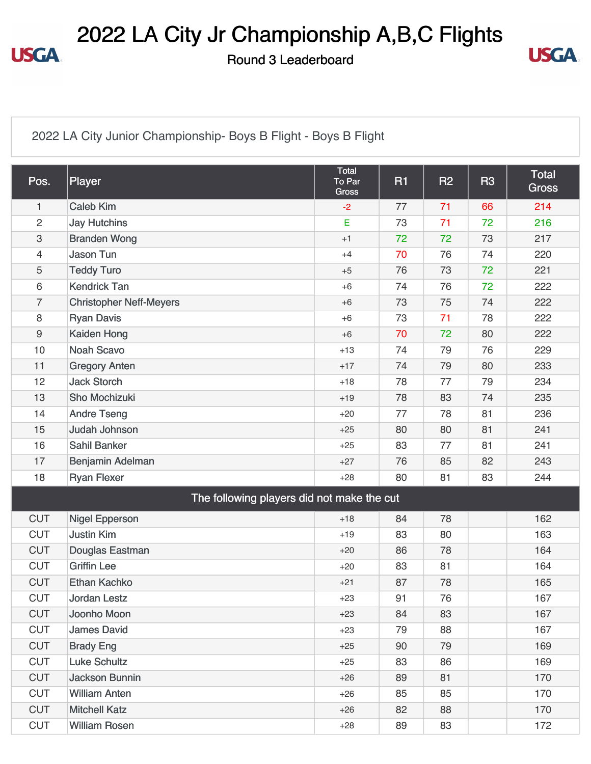# 2022 LA City Jr Championship A,B,C Flights

## Round 3 Leaderboard

2022 LA City Junior Championship- Boys B Flight - Boys B Flight

| Pos. | Player | Total To Par Gross | R1 | R2 | R3 | Total Gross |
|---|---|---|---|---|---|---|
| 1 | Caleb Kim | -2 | 77 | 71 | 66 | 214 |
| 2 | Jay Hutchins | E | 73 | 71 | 72 | 216 |
| 3 | Branden Wong | +1 | 72 | 72 | 73 | 217 |
| 4 | Jason Tun | +4 | 70 | 76 | 74 | 220 |
| 5 | Teddy Turo | +5 | 76 | 73 | 72 | 221 |
| 6 | Kendrick Tan | +6 | 74 | 76 | 72 | 222 |
| 7 | Christopher Neff-Meyers | +6 | 73 | 75 | 74 | 222 |
| 8 | Ryan Davis | +6 | 73 | 71 | 78 | 222 |
| 9 | Kaiden Hong | +6 | 70 | 72 | 80 | 222 |
| 10 | Noah Scavo | +13 | 74 | 79 | 76 | 229 |
| 11 | Gregory Anten | +17 | 74 | 79 | 80 | 233 |
| 12 | Jack Storch | +18 | 78 | 77 | 79 | 234 |
| 13 | Sho Mochizuki | +19 | 78 | 83 | 74 | 235 |
| 14 | Andre Tseng | +20 | 77 | 78 | 81 | 236 |
| 15 | Judah Johnson | +25 | 80 | 80 | 81 | 241 |
| 16 | Sahil Banker | +25 | 83 | 77 | 81 | 241 |
| 17 | Benjamin Adelman | +27 | 76 | 85 | 82 | 243 |
| 18 | Ryan Flexer | +28 | 80 | 81 | 83 | 244 |
| The following players did not make the cut | | | | | | |
| CUT | Nigel Epperson | +18 | 84 | 78 | | 162 |
| CUT | Justin Kim | +19 | 83 | 80 | | 163 |
| CUT | Douglas Eastman | +20 | 86 | 78 | | 164 |
| CUT | Griffin Lee | +20 | 83 | 81 | | 164 |
| CUT | Ethan Kachko | +21 | 87 | 78 | | 165 |
| CUT | Jordan Lestz | +23 | 91 | 76 | | 167 |
| CUT | Joonho Moon | +23 | 84 | 83 | | 167 |
| CUT | James David | +23 | 79 | 88 | | 167 |
| CUT | Brady Eng | +25 | 90 | 79 | | 169 |
| CUT | Luke Schultz | +25 | 83 | 86 | | 169 |
| CUT | Jackson Bunnin | +26 | 89 | 81 | | 170 |
| CUT | William Anten | +26 | 85 | 85 | | 170 |
| CUT | Mitchell Katz | +26 | 82 | 88 | | 170 |
| CUT | William Rosen | +28 | 89 | 83 | | 172 |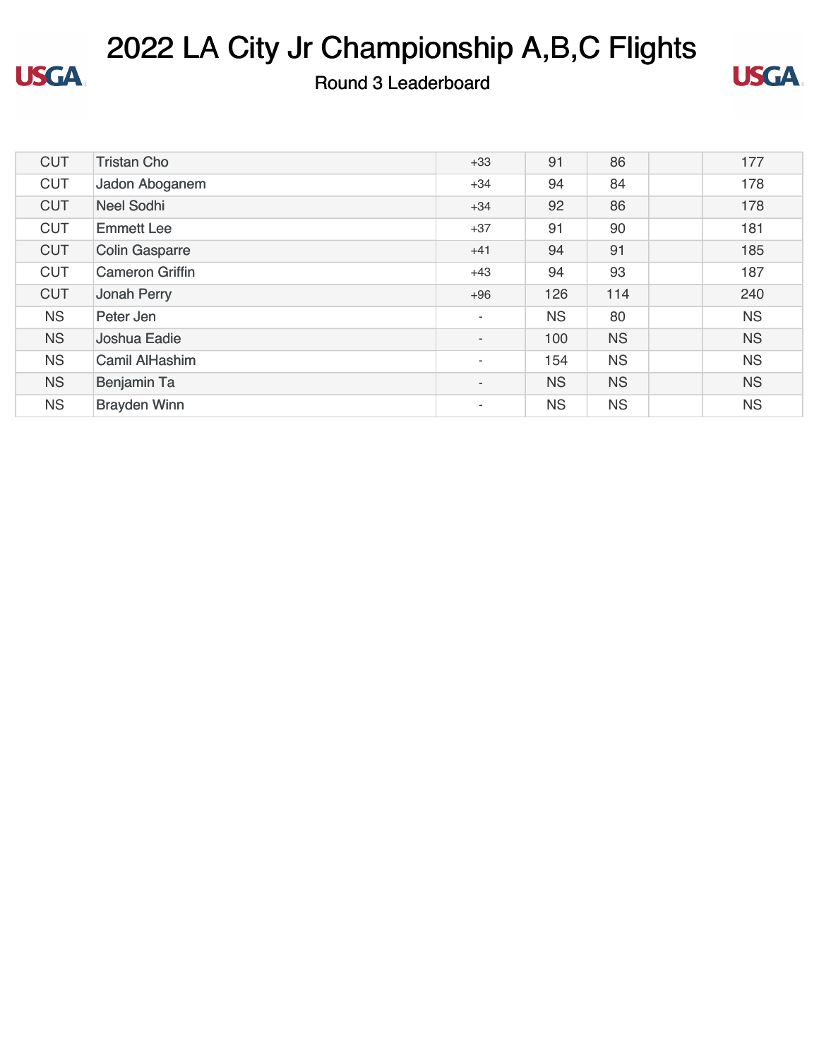# 2022 LA City Jr Championship A,B,C Flights

## Round 3 Leaderboard

| | | | | | | |
|---|---|---|---|---|---|---|
| CUT | Tristan Cho | +33 | 91 | 86 | | 177 |
| CUT | Jadon Aboganem | +34 | 94 | 84 | | 178 |
| CUT | Neel Sodhi | +34 | 92 | 86 | | 178 |
| CUT | Emmett Lee | +37 | 91 | 90 | | 181 |
| CUT | Colin Gasparre | +41 | 94 | 91 | | 185 |
| CUT | Cameron Griffin | +43 | 94 | 93 | | 187 |
| CUT | Jonah Perry | +96 | 126 | 114 | | 240 |
| NS | Peter Jen | - | NS | 80 | | NS |
| NS | Joshua Eadie | - | 100 | NS | | NS |
| NS | Camil AlHashim | - | 154 | NS | | NS |
| NS | Benjamin Ta | - | NS | NS | | NS |
| NS | Brayden Winn | - | NS | NS | | NS |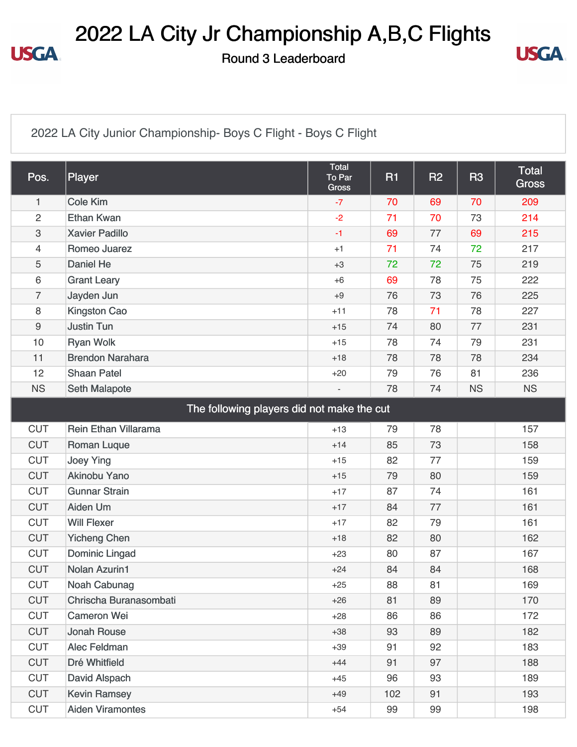# 2022 LA City Jr Championship A,B,C Flights

## Round 3 Leaderboard

### 2022 LA City Junior Championship- Boys C Flight - Boys C Flight

| Pos. | Player | Total To Par Gross | R1 | R2 | R3 | Total Gross |
|---|---|---|---|---|---|---|
| 1 | Cole Kim | -7 | 70 | 69 | 70 | 209 |
| 2 | Ethan Kwan | -2 | 71 | 70 | 73 | 214 |
| 3 | Xavier Padillo | -1 | 69 | 77 | 69 | 215 |
| 4 | Romeo Juarez | +1 | 71 | 74 | 72 | 217 |
| 5 | Daniel He | +3 | 72 | 72 | 75 | 219 |
| 6 | Grant Leary | +6 | 69 | 78 | 75 | 222 |
| 7 | Jayden Jun | +9 | 76 | 73 | 76 | 225 |
| 8 | Kingston Cao | +11 | 78 | 71 | 78 | 227 |
| 9 | Justin Tun | +15 | 74 | 80 | 77 | 231 |
| 10 | Ryan Wolk | +15 | 78 | 74 | 79 | 231 |
| 11 | Brendon Narahara | +18 | 78 | 78 | 78 | 234 |
| 12 | Shaan Patel | +20 | 79 | 76 | 81 | 236 |
| NS | Seth Malapote | - | 78 | 74 | NS | NS |
| | **The following players did not make the cut** | | | | | |
| CUT | Rein Ethan Villarama | +13 | 79 | 78 | | 157 |
| CUT | Roman Luque | +14 | 85 | 73 | | 158 |
| CUT | Joey Ying | +15 | 82 | 77 | | 159 |
| CUT | Akinobu Yano | +15 | 79 | 80 | | 159 |
| CUT | Gunnar Strain | +17 | 87 | 74 | | 161 |
| CUT | Aiden Um | +17 | 84 | 77 | | 161 |
| CUT | Will Flexer | +17 | 82 | 79 | | 161 |
| CUT | Yicheng Chen | +18 | 82 | 80 | | 162 |
| CUT | Dominic Lingad | +23 | 80 | 87 | | 167 |
| CUT | Nolan Azurin1 | +24 | 84 | 84 | | 168 |
| CUT | Noah Cabunag | +25 | 88 | 81 | | 169 |
| CUT | Chrischa Buranasombati | +26 | 81 | 89 | | 170 |
| CUT | Cameron Wei | +28 | 86 | 86 | | 172 |
| CUT | Jonah Rouse | +38 | 93 | 89 | | 182 |
| CUT | Alec Feldman | +39 | 91 | 92 | | 183 |
| CUT | Dré Whitfield | +44 | 91 | 97 | | 188 |
| CUT | David Alspach | +45 | 96 | 93 | | 189 |
| CUT | Kevin Ramsey | +49 | 102 | 91 | | 193 |
| CUT | Aiden Viramontes | +54 | 99 | 99 | | 198 |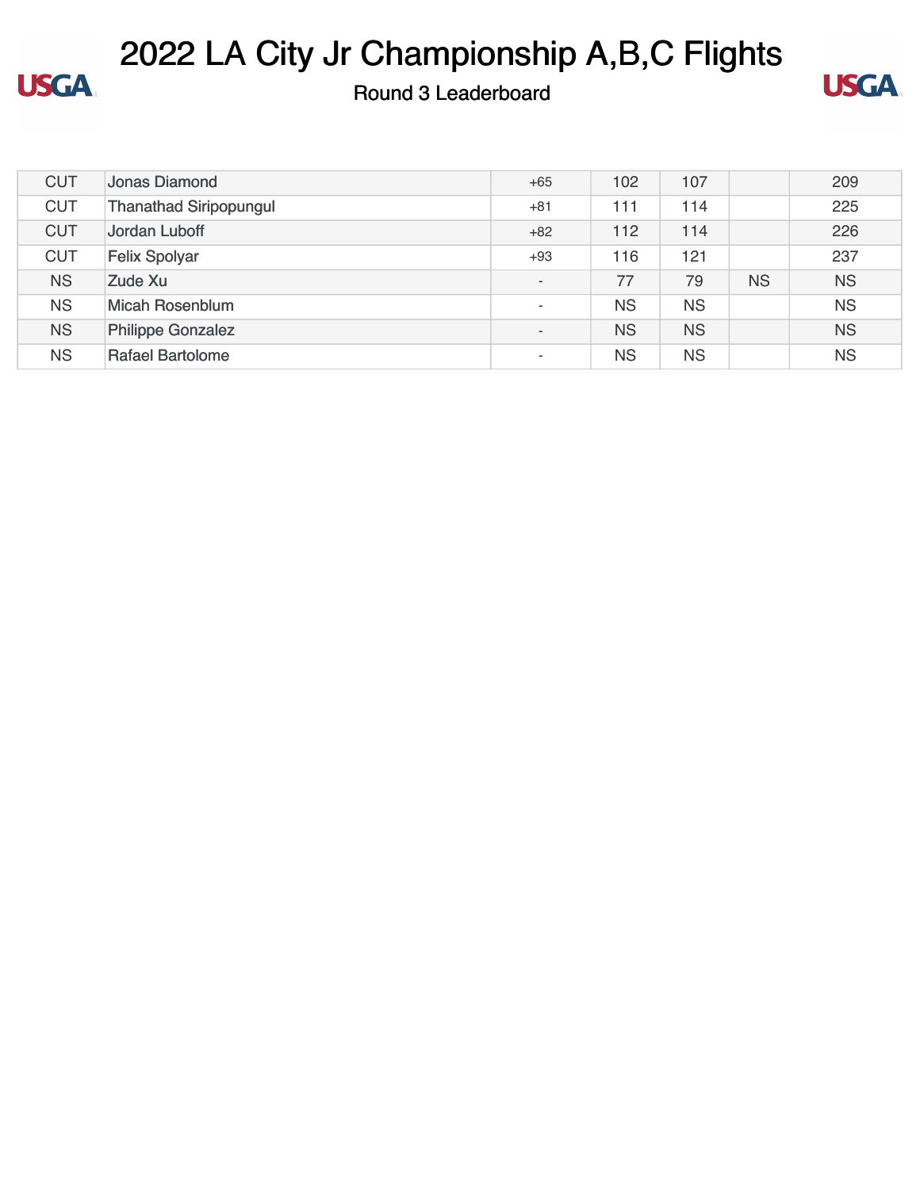# 2022 LA City Jr Championship A,B,C Flights

Round 3 Leaderboard

| | | | | | | |
|---|---|---|---|---|---|---|
| CUT | Jonas Diamond | +65 | 102 | 107 | | 209 |
| CUT | Thanathad Siripopungul | +81 | 111 | 114 | | 225 |
| CUT | Jordan Luboff | +82 | 112 | 114 | | 226 |
| CUT | Felix Spolyar | +93 | 116 | 121 | | 237 |
| NS | Zude Xu | - | 77 | 79 | NS | NS |
| NS | Micah Rosenblum | - | NS | NS | | NS |
| NS | Philippe Gonzalez | - | NS | NS | | NS |
| NS | Rafael Bartolome | - | NS | NS | | NS |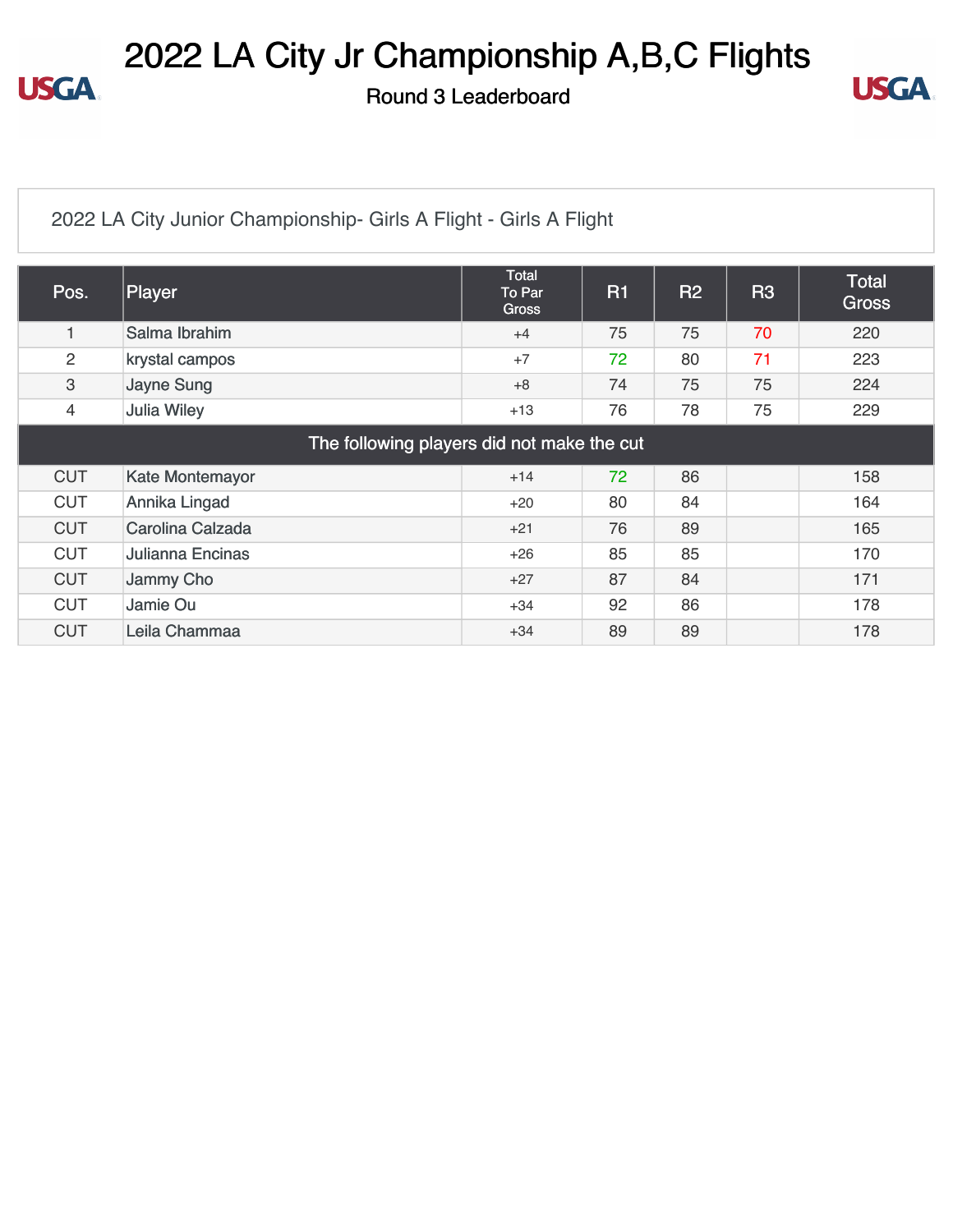# 2022 LA City Jr Championship A,B,C Flights

## Round 3 Leaderboard

2022 LA City Junior Championship- Girls A Flight - Girls A Flight

| Pos. | Player | Total To Par Gross | R1 | R2 | R3 | Total Gross |
|---|---|---|---|---|---|---|
| 1 | Salma Ibrahim | +4 | 75 | 75 | 70 | 220 |
| 2 | krystal campos | +7 | 72 | 80 | 71 | 223 |
| 3 | Jayne Sung | +8 | 74 | 75 | 75 | 224 |
| 4 | Julia Wiley | +13 | 76 | 78 | 75 | 229 |
| The following players did not make the cut | | | | | | |
| CUT | Kate Montemayor | +14 | 72 | 86 | | 158 |
| CUT | Annika Lingad | +20 | 80 | 84 | | 164 |
| CUT | Carolina Calzada | +21 | 76 | 89 | | 165 |
| CUT | Julianna Encinas | +26 | 85 | 85 | | 170 |
| CUT | Jammy Cho | +27 | 87 | 84 | | 171 |
| CUT | Jamie Ou | +34 | 92 | 86 | | 178 |
| CUT | Leila Chammaa | +34 | 89 | 89 | | 178 |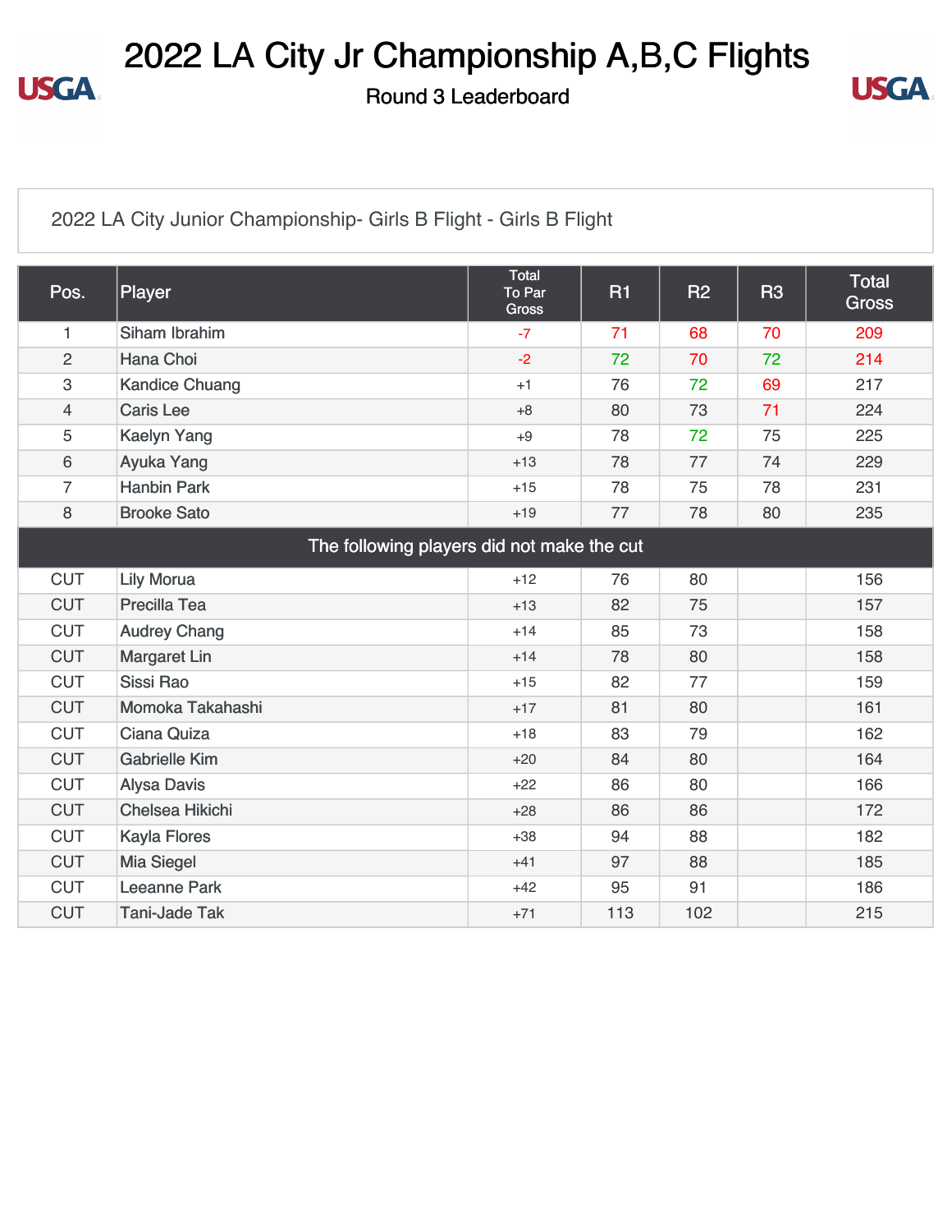# 2022 LA City Jr Championship A,B,C Flights

## Round 3 Leaderboard

2022 LA City Junior Championship- Girls B Flight - Girls B Flight

| Pos. | Player | Total To Par Gross | R1 | R2 | R3 | Total Gross |
|---|---|---|---|---|---|---|
| 1 | Siham Ibrahim | -7 | 71 | 68 | 70 | 209 |
| 2 | Hana Choi | -2 | 72 | 70 | 72 | 214 |
| 3 | Kandice Chuang | +1 | 76 | 72 | 69 | 217 |
| 4 | Caris Lee | +8 | 80 | 73 | 71 | 224 |
| 5 | Kaelyn Yang | +9 | 78 | 72 | 75 | 225 |
| 6 | Ayuka Yang | +13 | 78 | 77 | 74 | 229 |
| 7 | Hanbin Park | +15 | 78 | 75 | 78 | 231 |
| 8 | Brooke Sato | +19 | 77 | 78 | 80 | 235 |
| The following players did not make the cut | | | | | | |
| CUT | Lily Morua | +12 | 76 | 80 | | 156 |
| CUT | Precilla Tea | +13 | 82 | 75 | | 157 |
| CUT | Audrey Chang | +14 | 85 | 73 | | 158 |
| CUT | Margaret Lin | +14 | 78 | 80 | | 158 |
| CUT | Sissi Rao | +15 | 82 | 77 | | 159 |
| CUT | Momoka Takahashi | +17 | 81 | 80 | | 161 |
| CUT | Ciana Quiza | +18 | 83 | 79 | | 162 |
| CUT | Gabrielle Kim | +20 | 84 | 80 | | 164 |
| CUT | Alysa Davis | +22 | 86 | 80 | | 166 |
| CUT | Chelsea Hikichi | +28 | 86 | 86 | | 172 |
| CUT | Kayla Flores | +38 | 94 | 88 | | 182 |
| CUT | Mia Siegel | +41 | 97 | 88 | | 185 |
| CUT | Leeanne Park | +42 | 95 | 91 | | 186 |
| CUT | Tani-Jade Tak | +71 | 113 | 102 | | 215 |